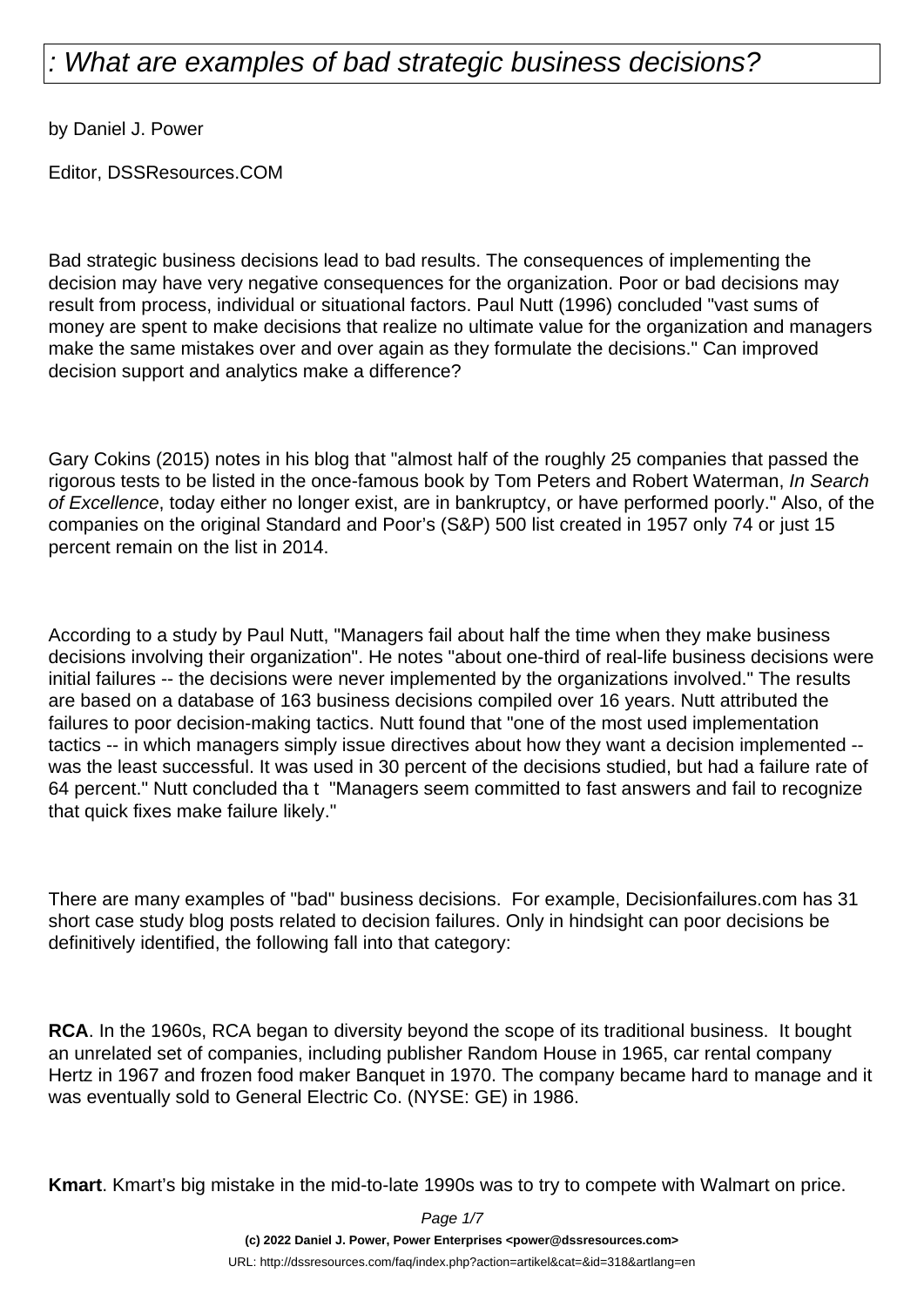# : What are examples of bad strategic business decisions?

by Daniel J. Power

Editor, DSSResources.COM

Bad strategic business decisions lead to bad results. The consequences of implementing the decision may have very negative consequences for the organization. Poor or bad decisions may result from process, individual or situational factors. Paul Nutt (1996) concluded "vast sums of money are spent to make decisions that realize no ultimate value for the organization and managers make the same mistakes over and over again as they formulate the decisions." Can improved decision support and analytics make a difference?

Gary Cokins (2015) notes in his blog that "almost half of the roughly 25 companies that passed the rigorous tests to be listed in the once-famous book by Tom Peters and Robert Waterman, *In Search of Excellence*, today either no longer exist, are in bankruptcy, or have performed poorly." Also, of the companies on the original Standard and Poor's (S&P) 500 list created in 1957 only 74 or just 15 percent remain on the list in 2014.

According to a study by Paul Nutt, "Managers fail about half the time when they make business decisions involving their organization". He notes "about one-third of real-life business decisions were initial failures -- the decisions were never implemented by the organizations involved." The results are based on a database of 163 business decisions compiled over 16 years. Nutt attributed the failures to poor decision-making tactics. Nutt found that "one of the most used implementation tactics -- in which managers simply issue directives about how they want a decision implemented -- was the least successful. It was used in 30 percent of the decisions studied, but had a failure rate of 64 percent." Nutt concluded tha t "Managers seem committed to fast answers and fail to recognize that quick fixes make failure likely."

There are many examples of "bad" business decisions. For example, Decisionfailures.com has 31 short case study blog posts related to decision failures. Only in hindsight can poor decisions be definitively identified, the following fall into that category:

**RCA**. In the 1960s, RCA began to diversity beyond the scope of its traditional business. It bought an unrelated set of companies, including publisher Random House in 1965, car rental company Hertz in 1967 and frozen food maker Banquet in 1970. The company became hard to manage and it was eventually sold to General Electric Co. (NYSE: GE) in 1986.

**Kmart**. Kmart's big mistake in the mid-to-late 1990s was to try to compete with Walmart on price.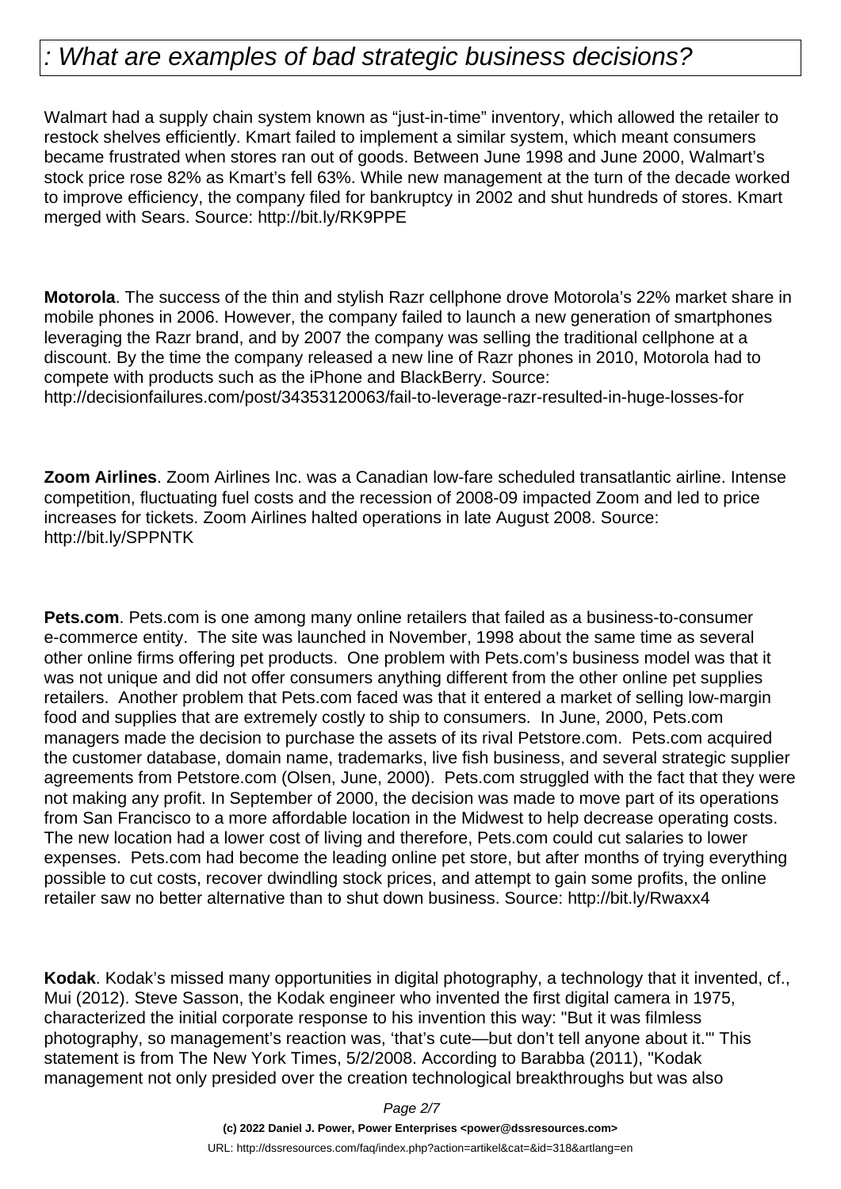# : What are examples of bad strategic business decisions?

Walmart had a supply chain system known as "just-in-time" inventory, which allowed the retailer to restock shelves efficiently. Kmart failed to implement a similar system, which meant consumers became frustrated when stores ran out of goods. Between June 1998 and June 2000, Walmart's stock price rose 82% as Kmart's fell 63%. While new management at the turn of the decade worked to improve efficiency, the company filed for bankruptcy in 2002 and shut hundreds of stores. Kmart merged with Sears. Source: http://bit.ly/RK9PPE

**Motorola**. The success of the thin and stylish Razr cellphone drove Motorola's 22% market share in mobile phones in 2006. However, the company failed to launch a new generation of smartphones leveraging the Razr brand, and by 2007 the company was selling the traditional cellphone at a discount. By the time the company released a new line of Razr phones in 2010, Motorola had to compete with products such as the iPhone and BlackBerry. Source: http://decisionfailures.com/post/34353120063/fail-to-leverage-razr-resulted-in-huge-losses-for

**Zoom Airlines**. Zoom Airlines Inc. was a Canadian low-fare scheduled transatlantic airline. Intense competition, fluctuating fuel costs and the recession of 2008-09 impacted Zoom and led to price increases for tickets. Zoom Airlines halted operations in late August 2008. Source: http://bit.ly/SPPNTK

**Pets.com**. Pets.com is one among many online retailers that failed as a business-to-consumer e-commerce entity. The site was launched in November, 1998 about the same time as several other online firms offering pet products. One problem with Pets.com's business model was that it was not unique and did not offer consumers anything different from the other online pet supplies retailers. Another problem that Pets.com faced was that it entered a market of selling low-margin food and supplies that are extremely costly to ship to consumers. In June, 2000, Pets.com managers made the decision to purchase the assets of its rival Petstore.com. Pets.com acquired the customer database, domain name, trademarks, live fish business, and several strategic supplier agreements from Petstore.com (Olsen, June, 2000). Pets.com struggled with the fact that they were not making any profit. In September of 2000, the decision was made to move part of its operations from San Francisco to a more affordable location in the Midwest to help decrease operating costs. The new location had a lower cost of living and therefore, Pets.com could cut salaries to lower expenses. Pets.com had become the leading online pet store, but after months of trying everything possible to cut costs, recover dwindling stock prices, and attempt to gain some profits, the online retailer saw no better alternative than to shut down business. Source: http://bit.ly/Rwaxx4

**Kodak**. Kodak's missed many opportunities in digital photography, a technology that it invented, cf., Mui (2012). Steve Sasson, the Kodak engineer who invented the first digital camera in 1975, characterized the initial corporate response to his invention this way: "But it was filmless photography, so management's reaction was, 'that's cute—but don't tell anyone about it.'" This statement is from The New York Times, 5/2/2008. According to Barabba (2011), "Kodak management not only presided over the creation technological breakthroughs but was also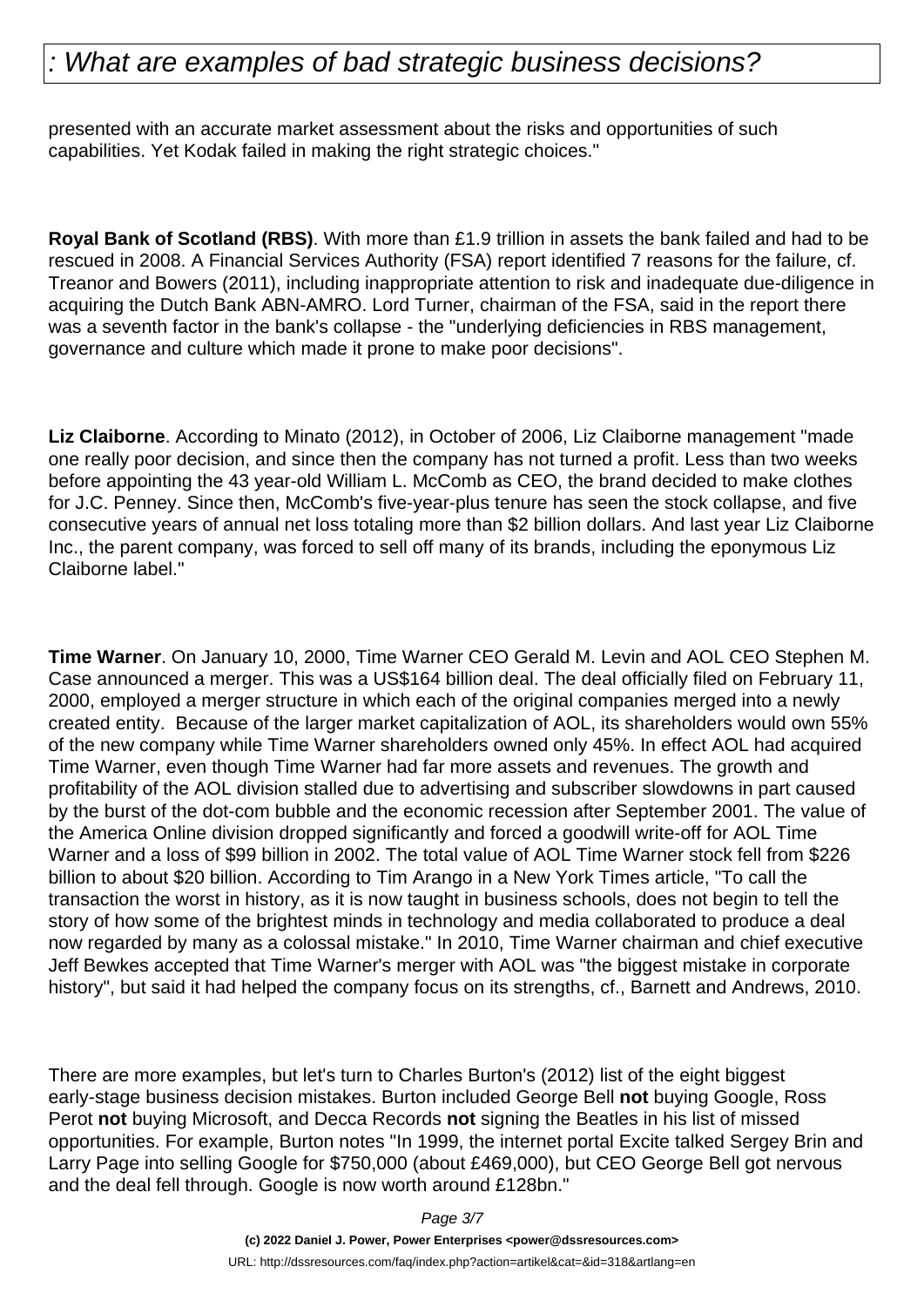presented with an accurate market assessment about the risks and opportunities of such capabilities. Yet Kodak failed in making the right strategic choices."

**Royal Bank of Scotland (RBS)**. With more than £1.9 trillion in assets the bank failed and had to be rescued in 2008. A Financial Services Authority (FSA) report identified 7 reasons for the failure, cf. Treanor and Bowers (2011), including inappropriate attention to risk and inadequate due-diligence in acquiring the Dutch Bank ABN-AMRO. Lord Turner, chairman of the FSA, said in the report there was a seventh factor in the bank's collapse - the "underlying deficiencies in RBS management, governance and culture which made it prone to make poor decisions".

**Liz Claiborne**. According to Minato (2012), in October of 2006, Liz Claiborne management "made one really poor decision, and since then the company has not turned a profit. Less than two weeks before appointing the 43 year-old William L. McComb as CEO, the brand decided to make clothes for J.C. Penney. Since then, McComb's five-year-plus tenure has seen the stock collapse, and five consecutive years of annual net loss totaling more than $2 billion dollars. And last year Liz Claiborne Inc., the parent company, was forced to sell off many of its brands, including the eponymous Liz Claiborne label."

**Time Warner**. On January 10, 2000, Time Warner CEO Gerald M. Levin and AOL CEO Stephen M. Case announced a merger. This was a US$164 billion deal. The deal officially filed on February 11, 2000, employed a merger structure in which each of the original companies merged into a newly created entity. Because of the larger market capitalization of AOL, its shareholders would own 55% of the new company while Time Warner shareholders owned only 45%. In effect AOL had acquired Time Warner, even though Time Warner had far more assets and revenues. The growth and profitability of the AOL division stalled due to advertising and subscriber slowdowns in part caused by the burst of the dot-com bubble and the economic recession after September 2001. The value of the America Online division dropped significantly and forced a goodwill write-off for AOL Time Warner and a loss of $99 billion in 2002. The total value of AOL Time Warner stock fell from $226 billion to about $20 billion. According to Tim Arango in a New York Times article, "To call the transaction the worst in history, as it is now taught in business schools, does not begin to tell the story of how some of the brightest minds in technology and media collaborated to produce a deal now regarded by many as a colossal mistake." In 2010, Time Warner chairman and chief executive Jeff Bewkes accepted that Time Warner's merger with AOL was "the biggest mistake in corporate history", but said it had helped the company focus on its strengths, cf., Barnett and Andrews, 2010.

There are more examples, but let's turn to Charles Burton's (2012) list of the eight biggest early-stage business decision mistakes. Burton included George Bell **not** buying Google, Ross Perot **not** buying Microsoft, and Decca Records **not** signing the Beatles in his list of missed opportunities. For example, Burton notes "In 1999, the internet portal Excite talked Sergey Brin and Larry Page into selling Google for $750,000 (about £469,000), but CEO George Bell got nervous and the deal fell through. Google is now worth around £128bn."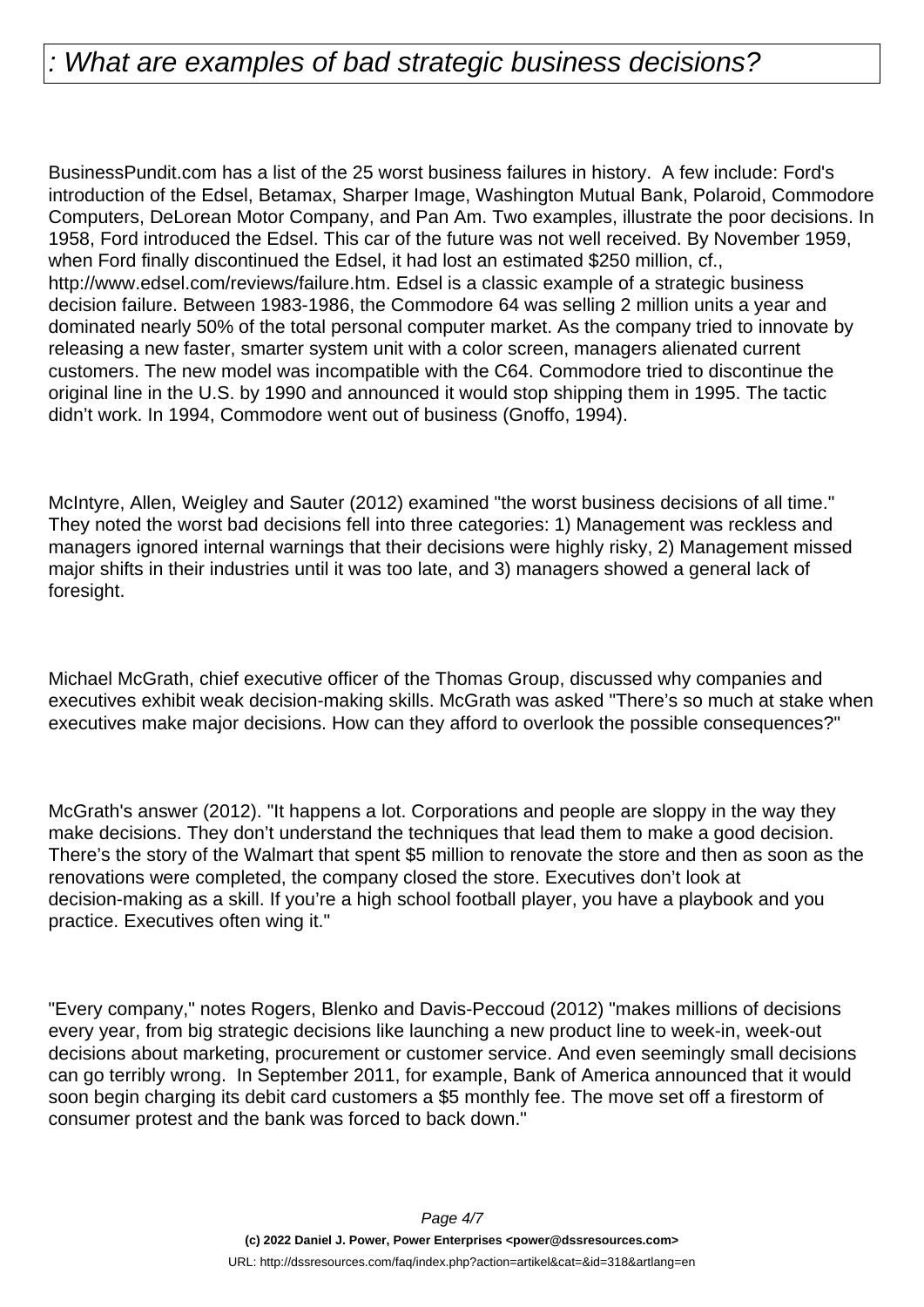# : What are examples of bad strategic business decisions?

BusinessPundit.com has a list of the 25 worst business failures in history.  A few include: Ford's introduction of the Edsel, Betamax, Sharper Image, Washington Mutual Bank, Polaroid, Commodore Computers, DeLorean Motor Company, and Pan Am. Two examples, illustrate the poor decisions. In 1958, Ford introduced the Edsel. This car of the future was not well received. By November 1959, when Ford finally discontinued the Edsel, it had lost an estimated $250 million, cf., http://www.edsel.com/reviews/failure.htm. Edsel is a classic example of a strategic business decision failure. Between 1983-1986, the Commodore 64 was selling 2 million units a year and dominated nearly 50% of the total personal computer market. As the company tried to innovate by releasing a new faster, smarter system unit with a color screen, managers alienated current customers. The new model was incompatible with the C64. Commodore tried to discontinue the original line in the U.S. by 1990 and announced it would stop shipping them in 1995. The tactic didn't work. In 1994, Commodore went out of business (Gnoffo, 1994).

McIntyre, Allen, Weigley and Sauter (2012) examined "the worst business decisions of all time." They noted the worst bad decisions fell into three categories: 1) Management was reckless and managers ignored internal warnings that their decisions were highly risky, 2) Management missed major shifts in their industries until it was too late, and 3) managers showed a general lack of foresight.

Michael McGrath, chief executive officer of the Thomas Group, discussed why companies and executives exhibit weak decision-making skills. McGrath was asked "There's so much at stake when executives make major decisions. How can they afford to overlook the possible consequences?"

McGrath's answer (2012). "It happens a lot. Corporations and people are sloppy in the way they make decisions. They don't understand the techniques that lead them to make a good decision. There's the story of the Walmart that spent $5 million to renovate the store and then as soon as the renovations were completed, the company closed the store. Executives don't look at decision-making as a skill. If you're a high school football player, you have a playbook and you practice. Executives often wing it."

"Every company," notes Rogers, Blenko and Davis-Peccoud (2012) "makes millions of decisions every year, from big strategic decisions like launching a new product line to week-in, week-out decisions about marketing, procurement or customer service. And even seemingly small decisions can go terribly wrong.  In September 2011, for example, Bank of America announced that it would soon begin charging its debit card customers a $5 monthly fee. The move set off a firestorm of consumer protest and the bank was forced to back down."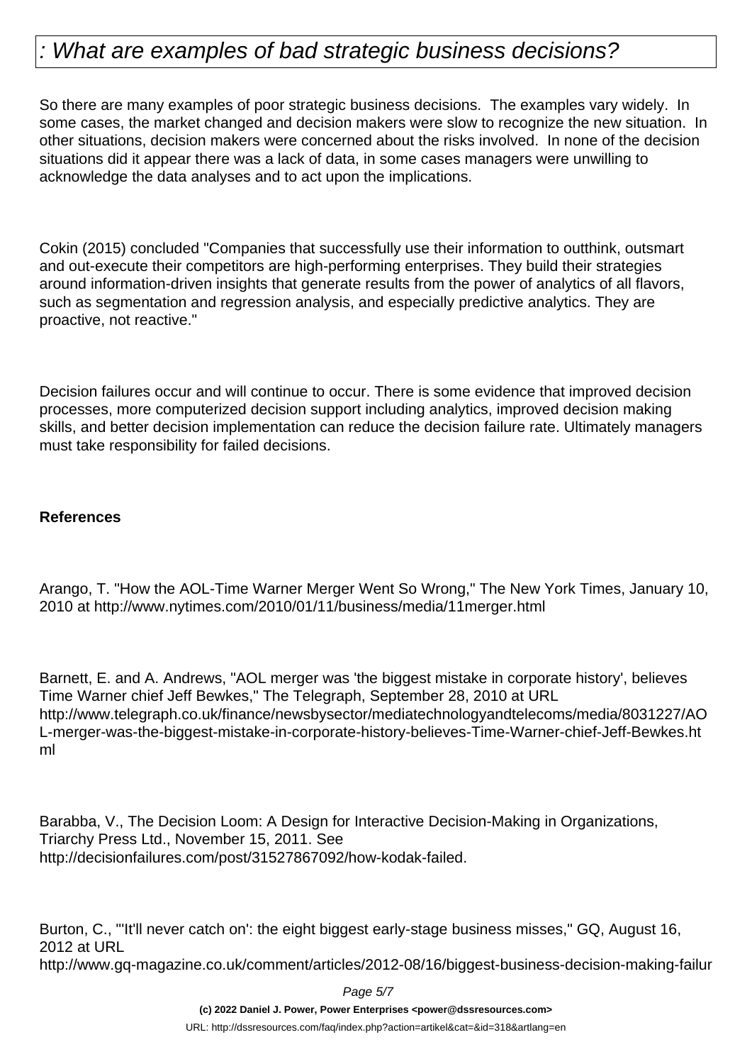# : What are examples of bad strategic business decisions?

So there are many examples of poor strategic business decisions. The examples vary widely. In some cases, the market changed and decision makers were slow to recognize the new situation. In other situations, decision makers were concerned about the risks involved. In none of the decision situations did it appear there was a lack of data, in some cases managers were unwilling to acknowledge the data analyses and to act upon the implications.

Cokin (2015) concluded "Companies that successfully use their information to outthink, outsmart and out-execute their competitors are high-performing enterprises. They build their strategies around information-driven insights that generate results from the power of analytics of all flavors, such as segmentation and regression analysis, and especially predictive analytics. They are proactive, not reactive."

Decision failures occur and will continue to occur. There is some evidence that improved decision processes, more computerized decision support including analytics, improved decision making skills, and better decision implementation can reduce the decision failure rate. Ultimately managers must take responsibility for failed decisions.

**References**

Arango, T. "How the AOL-Time Warner Merger Went So Wrong," The New York Times, January 10, 2010 at http://www.nytimes.com/2010/01/11/business/media/11merger.html

Barnett, E. and A. Andrews, "AOL merger was 'the biggest mistake in corporate history', believes Time Warner chief Jeff Bewkes," The Telegraph, September 28, 2010 at URL http://www.telegraph.co.uk/finance/newsbysector/mediatechnologyandtelecoms/media/8031227/AOL-merger-was-the-biggest-mistake-in-corporate-history-believes-Time-Warner-chief-Jeff-Bewkes.html

Barabba, V., The Decision Loom: A Design for Interactive Decision-Making in Organizations, Triarchy Press Ltd., November 15, 2011. See http://decisionfailures.com/post/31527867092/how-kodak-failed.

Burton, C., "'It'll never catch on': the eight biggest early-stage business misses," GQ, August 16, 2012 at URL http://www.gq-magazine.co.uk/comment/articles/2012-08/16/biggest-business-decision-making-failur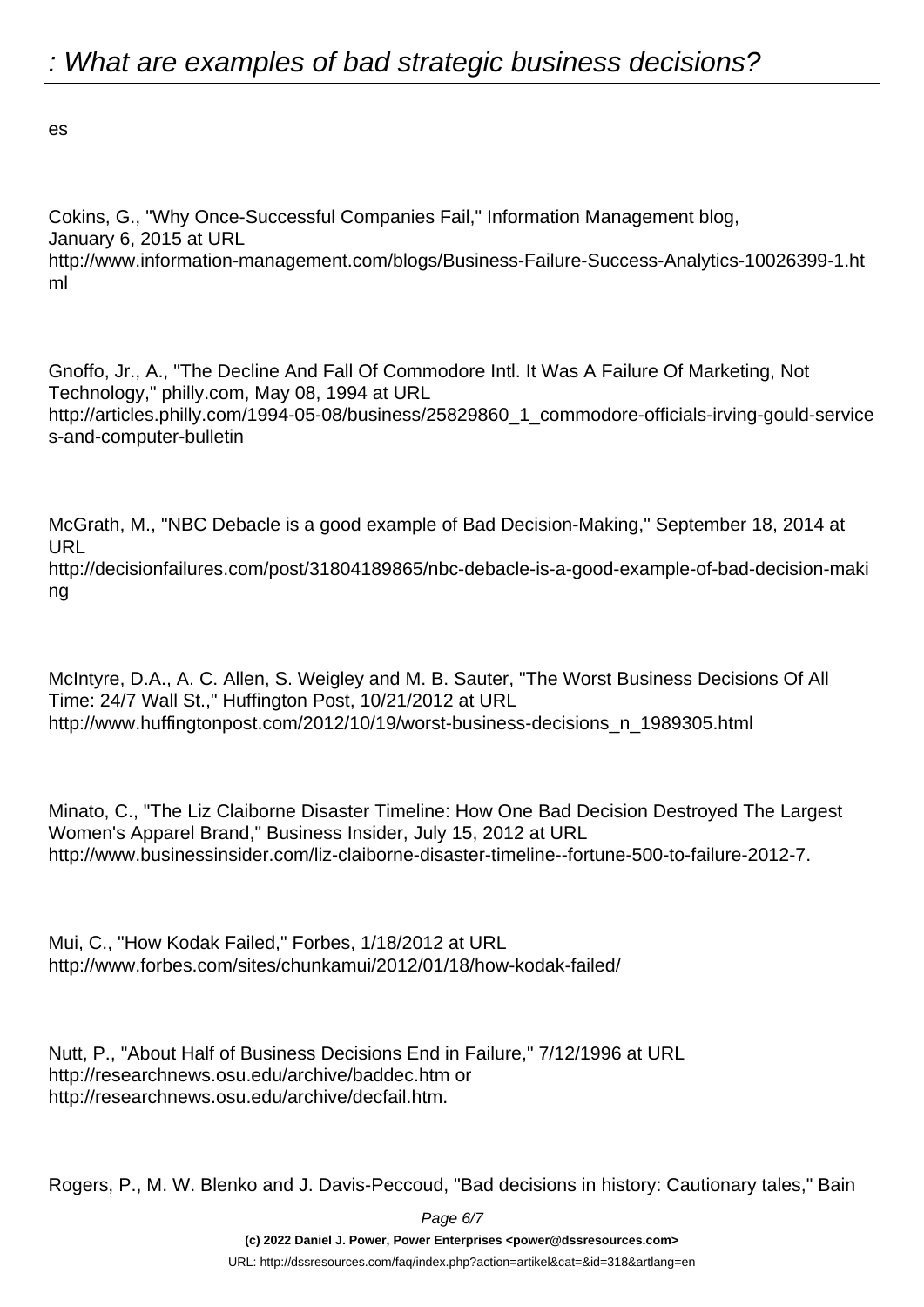: What are examples of bad strategic business decisions?

es

Cokins, G., "Why Once-Successful Companies Fail," Information Management blog, January 6, 2015 at URL http://www.information-management.com/blogs/Business-Failure-Success-Analytics-10026399-1.html

Gnoffo, Jr., A., "The Decline And Fall Of Commodore Intl. It Was A Failure Of Marketing, Not Technology," philly.com, May 08, 1994 at URL http://articles.philly.com/1994-05-08/business/25829860_1_commodore-officials-irving-gould-services-and-computer-bulletin

McGrath, M., "NBC Debacle is a good example of Bad Decision-Making," September 18, 2014 at URL http://decisionfailures.com/post/31804189865/nbc-debacle-is-a-good-example-of-bad-decision-making

McIntyre, D.A., A. C. Allen, S. Weigley and M. B. Sauter, "The Worst Business Decisions Of All Time: 24/7 Wall St.," Huffington Post, 10/21/2012 at URL http://www.huffingtonpost.com/2012/10/19/worst-business-decisions_n_1989305.html

Minato, C., "The Liz Claiborne Disaster Timeline: How One Bad Decision Destroyed The Largest Women's Apparel Brand," Business Insider, July 15, 2012 at URL http://www.businessinsider.com/liz-claiborne-disaster-timeline--fortune-500-to-failure-2012-7.

Mui, C., "How Kodak Failed," Forbes, 1/18/2012 at URL http://www.forbes.com/sites/chunkamui/2012/01/18/how-kodak-failed/

Nutt, P., "About Half of Business Decisions End in Failure," 7/12/1996 at URL http://researchnews.osu.edu/archive/baddec.htm or http://researchnews.osu.edu/archive/decfail.htm.

Rogers, P., M. W. Blenko and J. Davis-Peccoud, "Bad decisions in history: Cautionary tales," Bain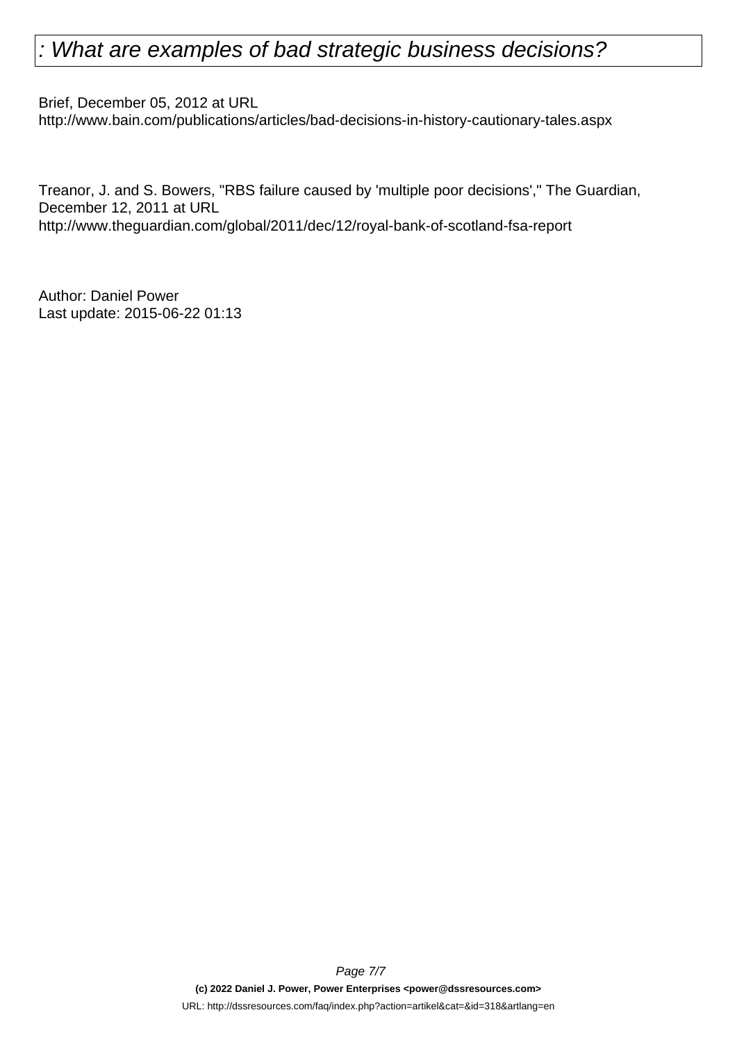*: What are examples of bad strategic business decisions?*

Brief, December 05, 2012 at URL
http://www.bain.com/publications/articles/bad-decisions-in-history-cautionary-tales.aspx

Treanor, J. and S. Bowers, "RBS failure caused by 'multiple poor decisions'," The Guardian, December 12, 2011 at URL
http://www.theguardian.com/global/2011/dec/12/royal-bank-of-scotland-fsa-report

Author: Daniel Power
Last update: 2015-06-22 01:13